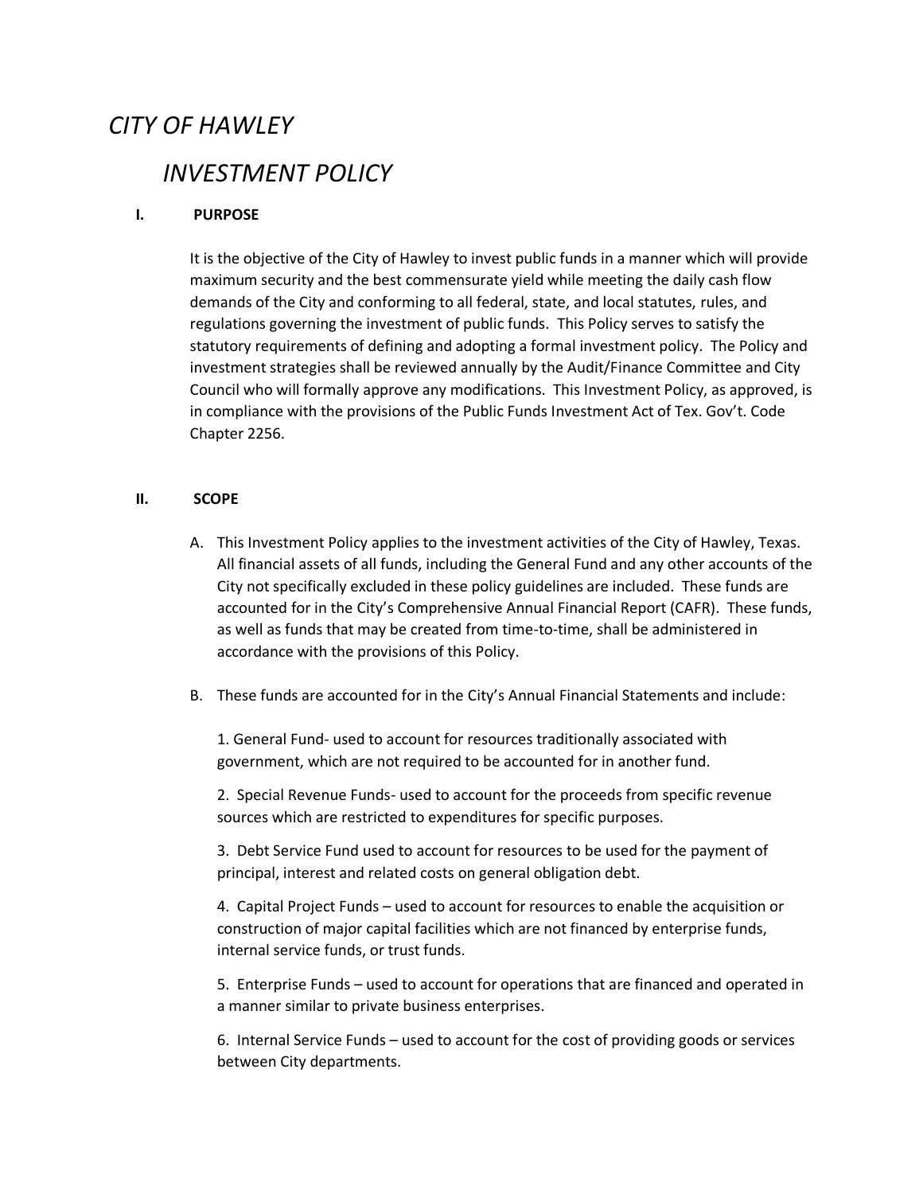# *CITY OF HAWLEY*

## *INVESTMENT POLICY*

### I. PURPOSE

It is the objective of the City of Hawley to invest public funds in a manner which will provide maximum security and the best commensurate yield while meeting the daily cash flow demands of the City and conforming to all federal, state, and local statutes, rules, and regulations governing the investment of public funds. This Policy serves to satisfy the statutory requirements of defining and adopting a formal investment policy. The Policy and investment strategies shall be reviewed annually by the Audit/Finance Committee and City Council who will formally approve any modifications. This Investment Policy, as approved, is in compliance with the provisions of the Public Funds Investment Act of Tex. Gov't. Code Chapter 2256.

### II. SCOPE

A. This Investment Policy applies to the investment activities of the City of Hawley, Texas. All financial assets of all funds, including the General Fund and any other accounts of the City not specifically excluded in these policy guidelines are included. These funds are accounted for in the City's Comprehensive Annual Financial Report (CAFR). These funds, as well as funds that may be created from time-to-time, shall be administered in accordance with the provisions of this Policy.

B. These funds are accounted for in the City's Annual Financial Statements and include:

1. General Fund- used to account for resources traditionally associated with government, which are not required to be accounted for in another fund.

2. Special Revenue Funds- used to account for the proceeds from specific revenue sources which are restricted to expenditures for specific purposes.

3. Debt Service Fund used to account for resources to be used for the payment of principal, interest and related costs on general obligation debt.

4. Capital Project Funds – used to account for resources to enable the acquisition or construction of major capital facilities which are not financed by enterprise funds, internal service funds, or trust funds.

5. Enterprise Funds – used to account for operations that are financed and operated in a manner similar to private business enterprises.

6. Internal Service Funds – used to account for the cost of providing goods or services between City departments.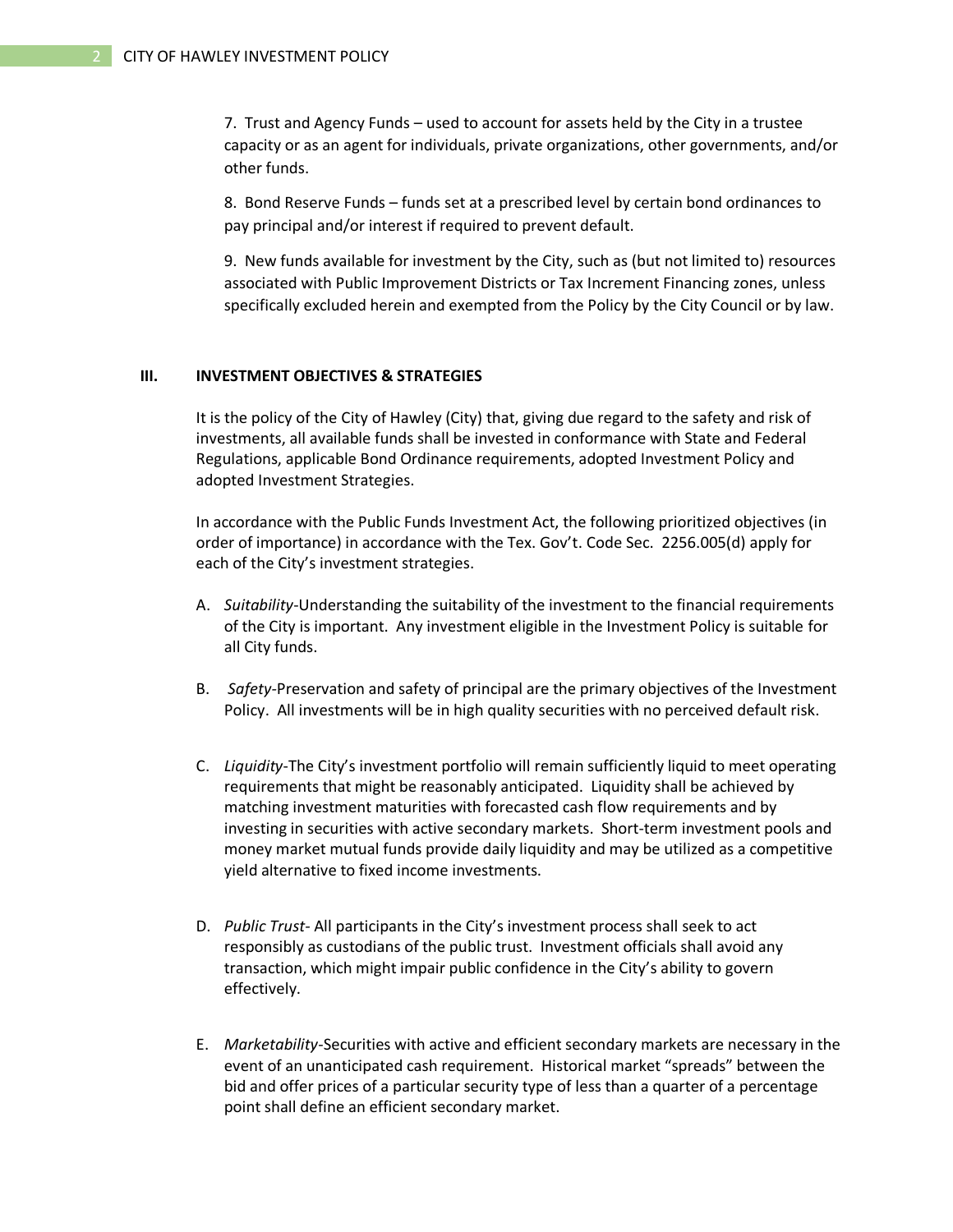7. Trust and Agency Funds – used to account for assets held by the City in a trustee capacity or as an agent for individuals, private organizations, other governments, and/or other funds.

8. Bond Reserve Funds – funds set at a prescribed level by certain bond ordinances to pay principal and/or interest if required to prevent default.

9. New funds available for investment by the City, such as (but not limited to) resources associated with Public Improvement Districts or Tax Increment Financing zones, unless specifically excluded herein and exempted from the Policy by the City Council or by law.

## III. INVESTMENT OBJECTIVES & STRATEGIES

It is the policy of the City of Hawley (City) that, giving due regard to the safety and risk of investments, all available funds shall be invested in conformance with State and Federal Regulations, applicable Bond Ordinance requirements, adopted Investment Policy and adopted Investment Strategies.

In accordance with the Public Funds Investment Act, the following prioritized objectives (in order of importance) in accordance with the Tex. Gov't. Code Sec. 2256.005(d) apply for each of the City's investment strategies.

A. *Suitability*-Understanding the suitability of the investment to the financial requirements of the City is important. Any investment eligible in the Investment Policy is suitable for all City funds.

B. *Safety*-Preservation and safety of principal are the primary objectives of the Investment Policy. All investments will be in high quality securities with no perceived default risk.

C. *Liquidity*-The City's investment portfolio will remain sufficiently liquid to meet operating requirements that might be reasonably anticipated. Liquidity shall be achieved by matching investment maturities with forecasted cash flow requirements and by investing in securities with active secondary markets. Short-term investment pools and money market mutual funds provide daily liquidity and may be utilized as a competitive yield alternative to fixed income investments.

D. *Public Trust*- All participants in the City's investment process shall seek to act responsibly as custodians of the public trust. Investment officials shall avoid any transaction, which might impair public confidence in the City's ability to govern effectively.

E. *Marketability*-Securities with active and efficient secondary markets are necessary in the event of an unanticipated cash requirement. Historical market "spreads" between the bid and offer prices of a particular security type of less than a quarter of a percentage point shall define an efficient secondary market.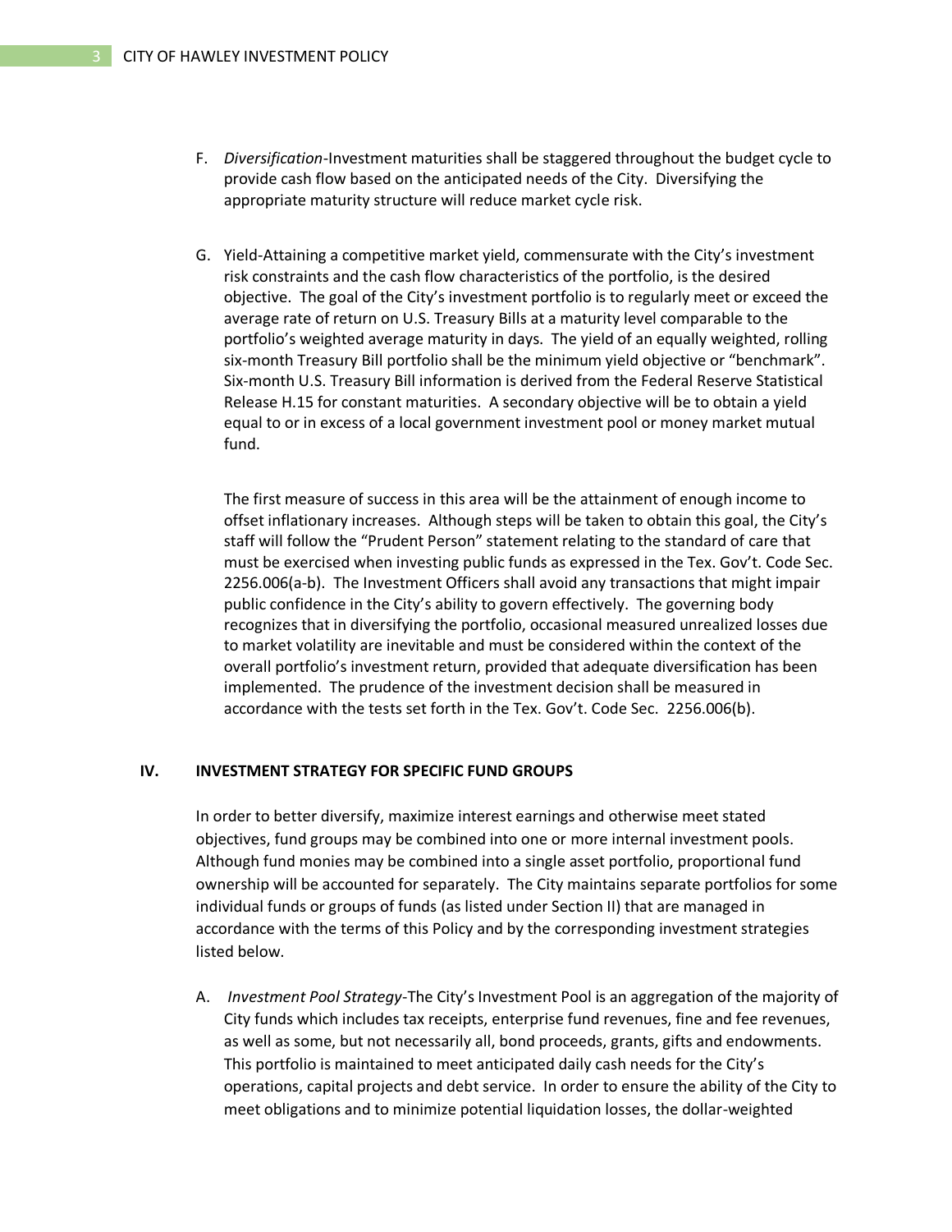F. *Diversification*-Investment maturities shall be staggered throughout the budget cycle to provide cash flow based on the anticipated needs of the City. Diversifying the appropriate maturity structure will reduce market cycle risk.

G. Yield-Attaining a competitive market yield, commensurate with the City's investment risk constraints and the cash flow characteristics of the portfolio, is the desired objective. The goal of the City's investment portfolio is to regularly meet or exceed the average rate of return on U.S. Treasury Bills at a maturity level comparable to the portfolio's weighted average maturity in days. The yield of an equally weighted, rolling six-month Treasury Bill portfolio shall be the minimum yield objective or "benchmark". Six-month U.S. Treasury Bill information is derived from the Federal Reserve Statistical Release H.15 for constant maturities. A secondary objective will be to obtain a yield equal to or in excess of a local government investment pool or money market mutual fund.

   The first measure of success in this area will be the attainment of enough income to offset inflationary increases. Although steps will be taken to obtain this goal, the City's staff will follow the "Prudent Person" statement relating to the standard of care that must be exercised when investing public funds as expressed in the Tex. Gov't. Code Sec. 2256.006(a-b). The Investment Officers shall avoid any transactions that might impair public confidence in the City's ability to govern effectively. The governing body recognizes that in diversifying the portfolio, occasional measured unrealized losses due to market volatility are inevitable and must be considered within the context of the overall portfolio's investment return, provided that adequate diversification has been implemented. The prudence of the investment decision shall be measured in accordance with the tests set forth in the Tex. Gov't. Code Sec. 2256.006(b).

## IV. INVESTMENT STRATEGY FOR SPECIFIC FUND GROUPS

In order to better diversify, maximize interest earnings and otherwise meet stated objectives, fund groups may be combined into one or more internal investment pools. Although fund monies may be combined into a single asset portfolio, proportional fund ownership will be accounted for separately. The City maintains separate portfolios for some individual funds or groups of funds (as listed under Section II) that are managed in accordance with the terms of this Policy and by the corresponding investment strategies listed below.

A. *Investment Pool Strategy*-The City's Investment Pool is an aggregation of the majority of City funds which includes tax receipts, enterprise fund revenues, fine and fee revenues, as well as some, but not necessarily all, bond proceeds, grants, gifts and endowments. This portfolio is maintained to meet anticipated daily cash needs for the City's operations, capital projects and debt service. In order to ensure the ability of the City to meet obligations and to minimize potential liquidation losses, the dollar-weighted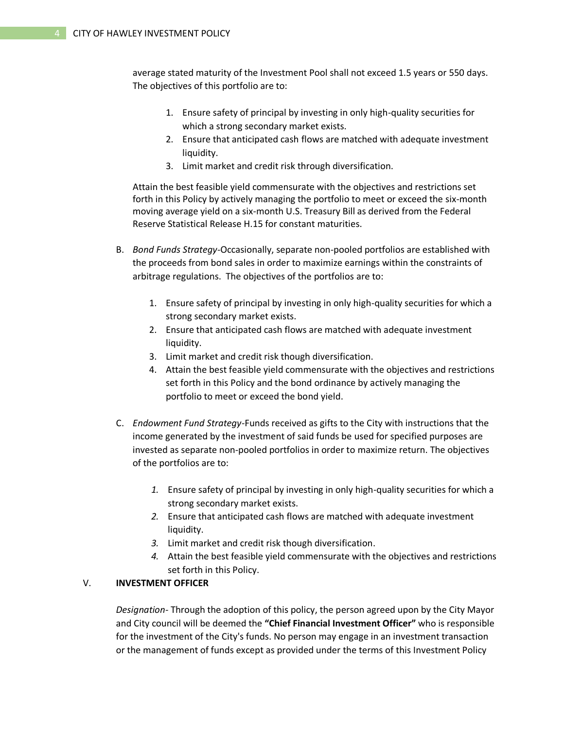average stated maturity of the Investment Pool shall not exceed 1.5 years or 550 days. The objectives of this portfolio are to:

1. Ensure safety of principal by investing in only high-quality securities for which a strong secondary market exists.
2. Ensure that anticipated cash flows are matched with adequate investment liquidity.
3. Limit market and credit risk through diversification.

Attain the best feasible yield commensurate with the objectives and restrictions set forth in this Policy by actively managing the portfolio to meet or exceed the six-month moving average yield on a six-month U.S. Treasury Bill as derived from the Federal Reserve Statistical Release H.15 for constant maturities.

B. *Bond Funds Strategy*-Occasionally, separate non-pooled portfolios are established with the proceeds from bond sales in order to maximize earnings within the constraints of arbitrage regulations. The objectives of the portfolios are to:

   1. Ensure safety of principal by investing in only high-quality securities for which a strong secondary market exists.
   2. Ensure that anticipated cash flows are matched with adequate investment liquidity.
   3. Limit market and credit risk though diversification.
   4. Attain the best feasible yield commensurate with the objectives and restrictions set forth in this Policy and the bond ordinance by actively managing the portfolio to meet or exceed the bond yield.

C. *Endowment Fund Strategy*-Funds received as gifts to the City with instructions that the income generated by the investment of said funds be used for specified purposes are invested as separate non-pooled portfolios in order to maximize return. The objectives of the portfolios are to:

   1. Ensure safety of principal by investing in only high-quality securities for which a strong secondary market exists.
   2. Ensure that anticipated cash flows are matched with adequate investment liquidity.
   3. Limit market and credit risk though diversification.
   4. Attain the best feasible yield commensurate with the objectives and restrictions set forth in this Policy.

## V. INVESTMENT OFFICER

*Designation*- Through the adoption of this policy, the person agreed upon by the City Mayor and City council will be deemed the **"Chief Financial Investment Officer"** who is responsible for the investment of the City's funds. No person may engage in an investment transaction or the management of funds except as provided under the terms of this Investment Policy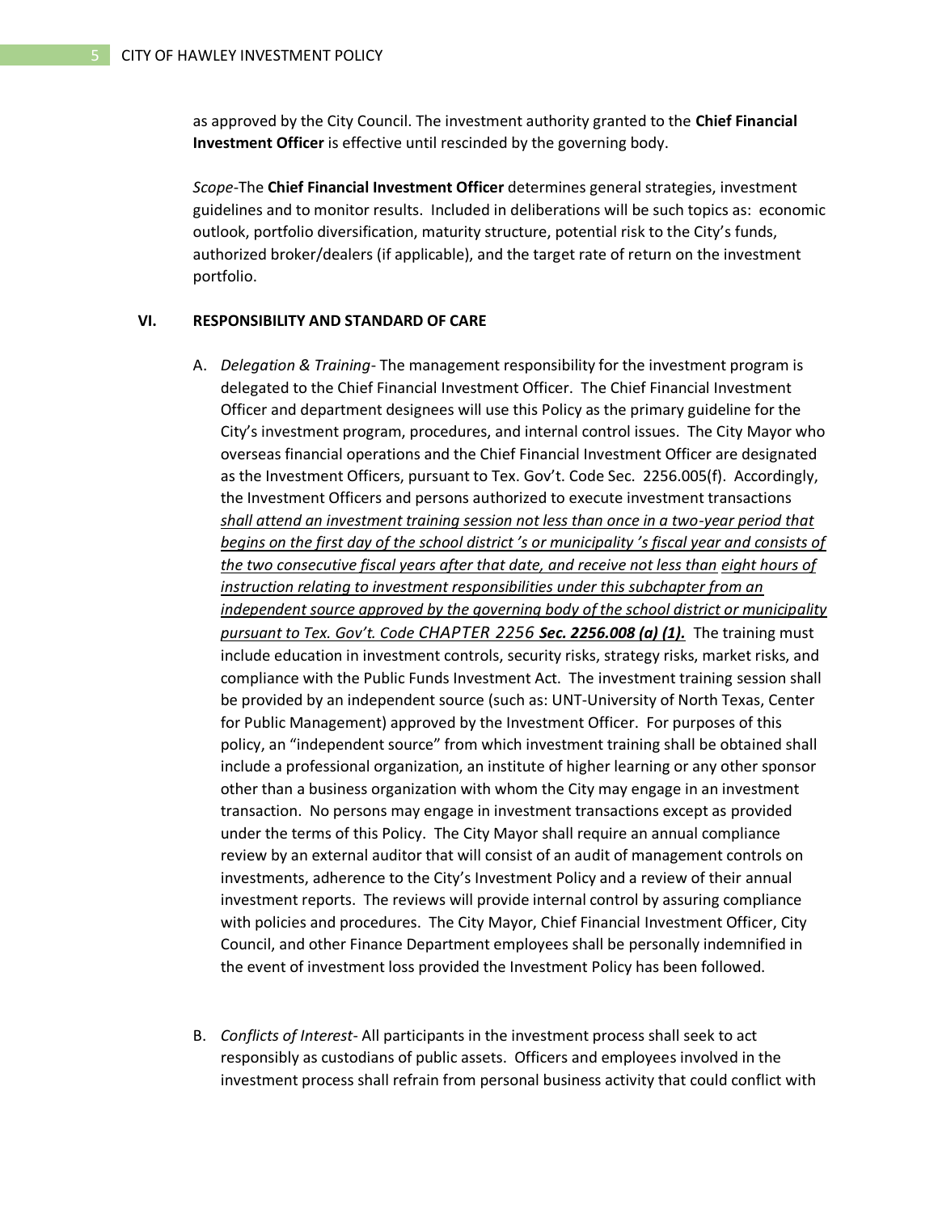as approved by the City Council. The investment authority granted to the **Chief Financial Investment Officer** is effective until rescinded by the governing body.

*Scope*-The **Chief Financial Investment Officer** determines general strategies, investment guidelines and to monitor results. Included in deliberations will be such topics as: economic outlook, portfolio diversification, maturity structure, potential risk to the City's funds, authorized broker/dealers (if applicable), and the target rate of return on the investment portfolio.

## VI. RESPONSIBILITY AND STANDARD OF CARE

A. *Delegation & Training*- The management responsibility for the investment program is delegated to the Chief Financial Investment Officer. The Chief Financial Investment Officer and department designees will use this Policy as the primary guideline for the City's investment program, procedures, and internal control issues. The City Mayor who overseas financial operations and the Chief Financial Investment Officer are designated as the Investment Officers, pursuant to Tex. Gov't. Code Sec. 2256.005(f). Accordingly, the Investment Officers and persons authorized to execute investment transactions <u>*shall attend an investment training session not less than once in a two-year period that begins on the first day of the school district 's or municipality 's fiscal year and consists of the two consecutive fiscal years after that date, and receive not less than eight hours of instruction relating to investment responsibilities under this subchapter from an independent source approved by the governing body of the school district or municipality pursuant to Tex. Gov't. Code CHAPTER 2256* ***Sec. 2256.008 (a) (1).***</u> The training must include education in investment controls, security risks, strategy risks, market risks, and compliance with the Public Funds Investment Act. The investment training session shall be provided by an independent source (such as: UNT-University of North Texas, Center for Public Management) approved by the Investment Officer. For purposes of this policy, an "independent source" from which investment training shall be obtained shall include a professional organization, an institute of higher learning or any other sponsor other than a business organization with whom the City may engage in an investment transaction. No persons may engage in investment transactions except as provided under the terms of this Policy. The City Mayor shall require an annual compliance review by an external auditor that will consist of an audit of management controls on investments, adherence to the City's Investment Policy and a review of their annual investment reports. The reviews will provide internal control by assuring compliance with policies and procedures. The City Mayor, Chief Financial Investment Officer, City Council, and other Finance Department employees shall be personally indemnified in the event of investment loss provided the Investment Policy has been followed.

B. *Conflicts of Interest*- All participants in the investment process shall seek to act responsibly as custodians of public assets. Officers and employees involved in the investment process shall refrain from personal business activity that could conflict with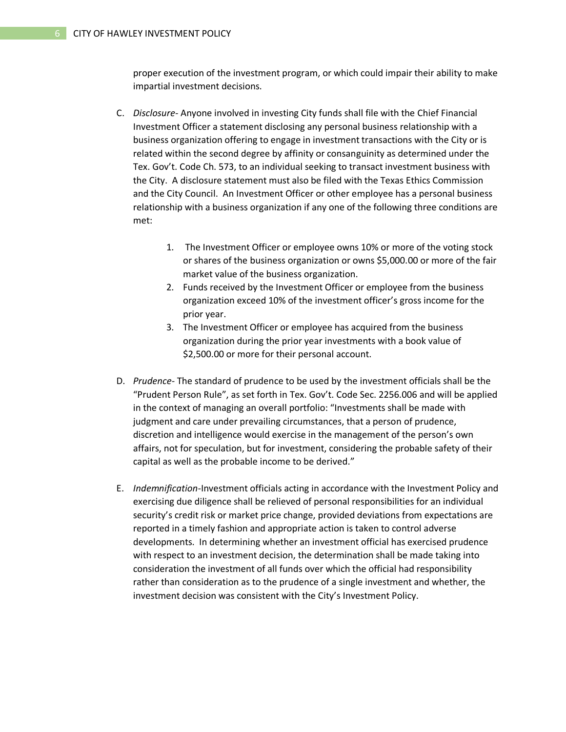proper execution of the investment program, or which could impair their ability to make impartial investment decisions.

C. *Disclosure*- Anyone involved in investing City funds shall file with the Chief Financial Investment Officer a statement disclosing any personal business relationship with a business organization offering to engage in investment transactions with the City or is related within the second degree by affinity or consanguinity as determined under the Tex. Gov't. Code Ch. 573, to an individual seeking to transact investment business with the City. A disclosure statement must also be filed with the Texas Ethics Commission and the City Council. An Investment Officer or other employee has a personal business relationship with a business organization if any one of the following three conditions are met:

   1. The Investment Officer or employee owns 10% or more of the voting stock or shares of the business organization or owns $5,000.00 or more of the fair market value of the business organization.
   2. Funds received by the Investment Officer or employee from the business organization exceed 10% of the investment officer's gross income for the prior year.
   3. The Investment Officer or employee has acquired from the business organization during the prior year investments with a book value of $2,500.00 or more for their personal account.

D. *Prudence*- The standard of prudence to be used by the investment officials shall be the "Prudent Person Rule", as set forth in Tex. Gov't. Code Sec. 2256.006 and will be applied in the context of managing an overall portfolio: "Investments shall be made with judgment and care under prevailing circumstances, that a person of prudence, discretion and intelligence would exercise in the management of the person's own affairs, not for speculation, but for investment, considering the probable safety of their capital as well as the probable income to be derived."

E. *Indemnification*-Investment officials acting in accordance with the Investment Policy and exercising due diligence shall be relieved of personal responsibilities for an individual security's credit risk or market price change, provided deviations from expectations are reported in a timely fashion and appropriate action is taken to control adverse developments. In determining whether an investment official has exercised prudence with respect to an investment decision, the determination shall be made taking into consideration the investment of all funds over which the official had responsibility rather than consideration as to the prudence of a single investment and whether, the investment decision was consistent with the City's Investment Policy.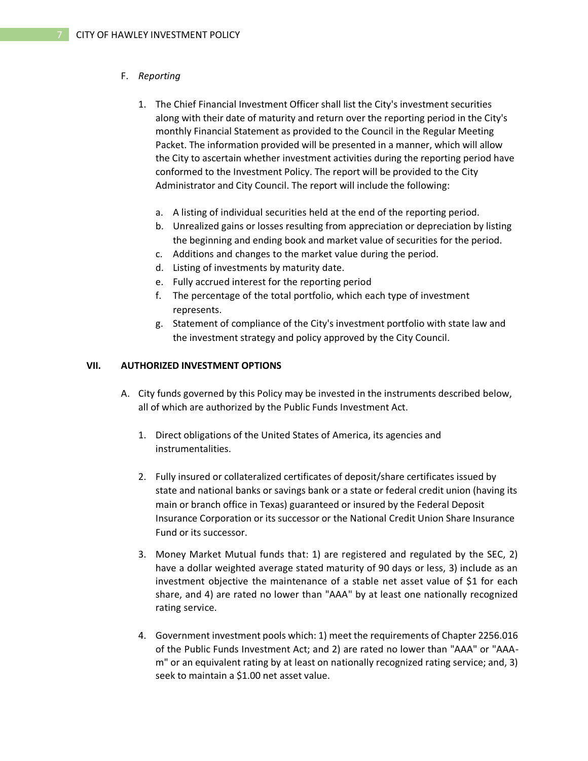F. *Reporting*

1. The Chief Financial Investment Officer shall list the City's investment securities along with their date of maturity and return over the reporting period in the City's monthly Financial Statement as provided to the Council in the Regular Meeting Packet. The information provided will be presented in a manner, which will allow the City to ascertain whether investment activities during the reporting period have conformed to the Investment Policy. The report will be provided to the City Administrator and City Council. The report will include the following:

   a. A listing of individual securities held at the end of the reporting period.
   b. Unrealized gains or losses resulting from appreciation or depreciation by listing the beginning and ending book and market value of securities for the period.
   c. Additions and changes to the market value during the period.
   d. Listing of investments by maturity date.
   e. Fully accrued interest for the reporting period
   f. The percentage of the total portfolio, which each type of investment represents.
   g. Statement of compliance of the City's investment portfolio with state law and the investment strategy and policy approved by the City Council.

## VII. AUTHORIZED INVESTMENT OPTIONS

A. City funds governed by this Policy may be invested in the instruments described below, all of which are authorized by the Public Funds Investment Act.

1. Direct obligations of the United States of America, its agencies and instrumentalities.

2. Fully insured or collateralized certificates of deposit/share certificates issued by state and national banks or savings bank or a state or federal credit union (having its main or branch office in Texas) guaranteed or insured by the Federal Deposit Insurance Corporation or its successor or the National Credit Union Share Insurance Fund or its successor.

3. Money Market Mutual funds that: 1) are registered and regulated by the SEC, 2) have a dollar weighted average stated maturity of 90 days or less, 3) include as an investment objective the maintenance of a stable net asset value of $1 for each share, and 4) are rated no lower than "AAA" by at least one nationally recognized rating service.

4. Government investment pools which: 1) meet the requirements of Chapter 2256.016 of the Public Funds Investment Act; and 2) are rated no lower than "AAA" or "AAA-m" or an equivalent rating by at least on nationally recognized rating service; and, 3) seek to maintain a $1.00 net asset value.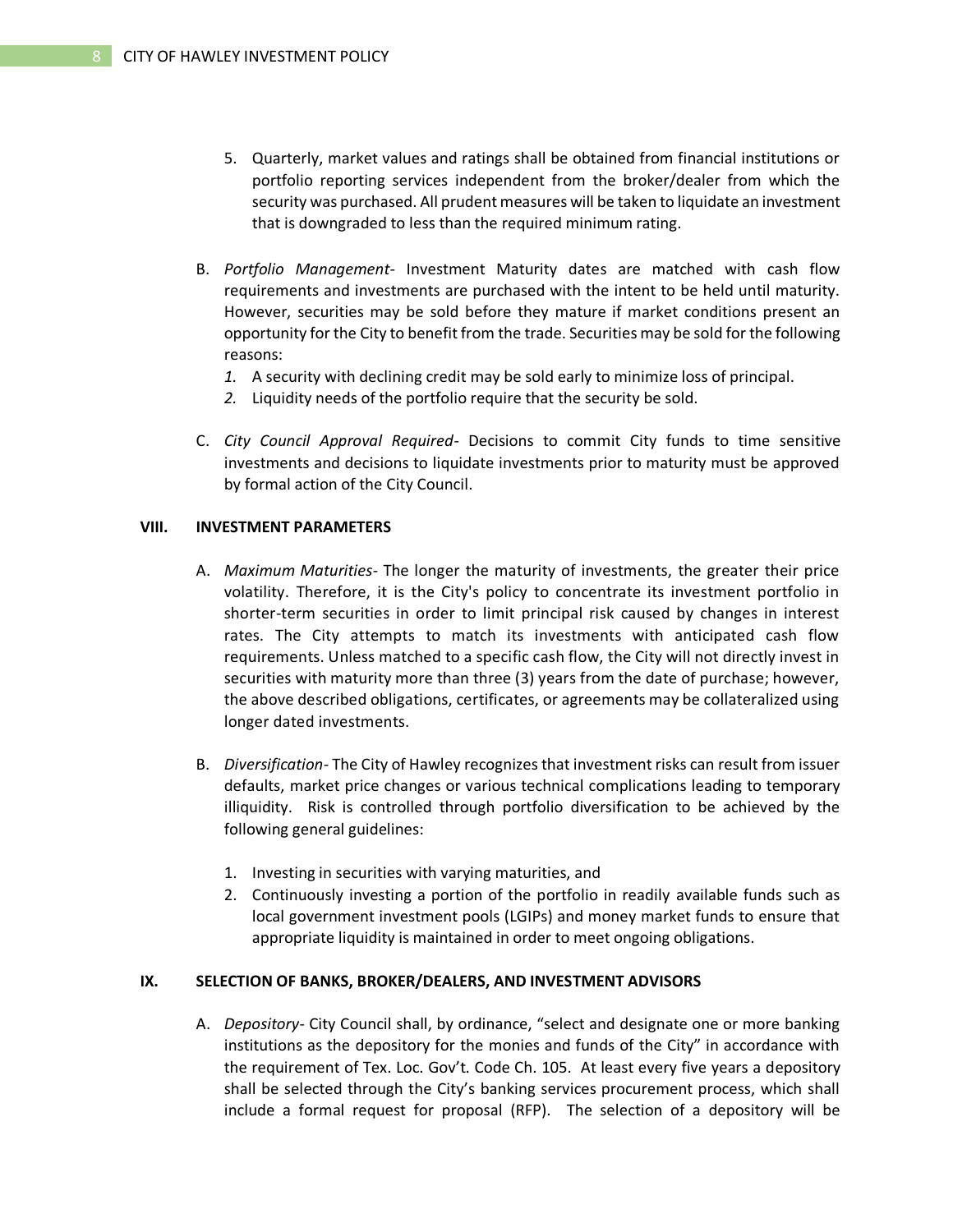5. Quarterly, market values and ratings shall be obtained from financial institutions or portfolio reporting services independent from the broker/dealer from which the security was purchased. All prudent measures will be taken to liquidate an investment that is downgraded to less than the required minimum rating.

B. *Portfolio Management*- Investment Maturity dates are matched with cash flow requirements and investments are purchased with the intent to be held until maturity. However, securities may be sold before they mature if market conditions present an opportunity for the City to benefit from the trade. Securities may be sold for the following reasons:
   1. A security with declining credit may be sold early to minimize loss of principal.
   2. Liquidity needs of the portfolio require that the security be sold.

C. *City Council Approval Required*- Decisions to commit City funds to time sensitive investments and decisions to liquidate investments prior to maturity must be approved by formal action of the City Council.

## VIII. INVESTMENT PARAMETERS

A. *Maximum Maturities*- The longer the maturity of investments, the greater their price volatility. Therefore, it is the City's policy to concentrate its investment portfolio in shorter-term securities in order to limit principal risk caused by changes in interest rates. The City attempts to match its investments with anticipated cash flow requirements. Unless matched to a specific cash flow, the City will not directly invest in securities with maturity more than three (3) years from the date of purchase; however, the above described obligations, certificates, or agreements may be collateralized using longer dated investments.

B. *Diversification*- The City of Hawley recognizes that investment risks can result from issuer defaults, market price changes or various technical complications leading to temporary illiquidity. Risk is controlled through portfolio diversification to be achieved by the following general guidelines:

   1. Investing in securities with varying maturities, and
   2. Continuously investing a portion of the portfolio in readily available funds such as local government investment pools (LGIPs) and money market funds to ensure that appropriate liquidity is maintained in order to meet ongoing obligations.

## IX. SELECTION OF BANKS, BROKER/DEALERS, AND INVESTMENT ADVISORS

A. *Depository*- City Council shall, by ordinance, "select and designate one or more banking institutions as the depository for the monies and funds of the City" in accordance with the requirement of Tex. Loc. Gov't. Code Ch. 105. At least every five years a depository shall be selected through the City's banking services procurement process, which shall include a formal request for proposal (RFP). The selection of a depository will be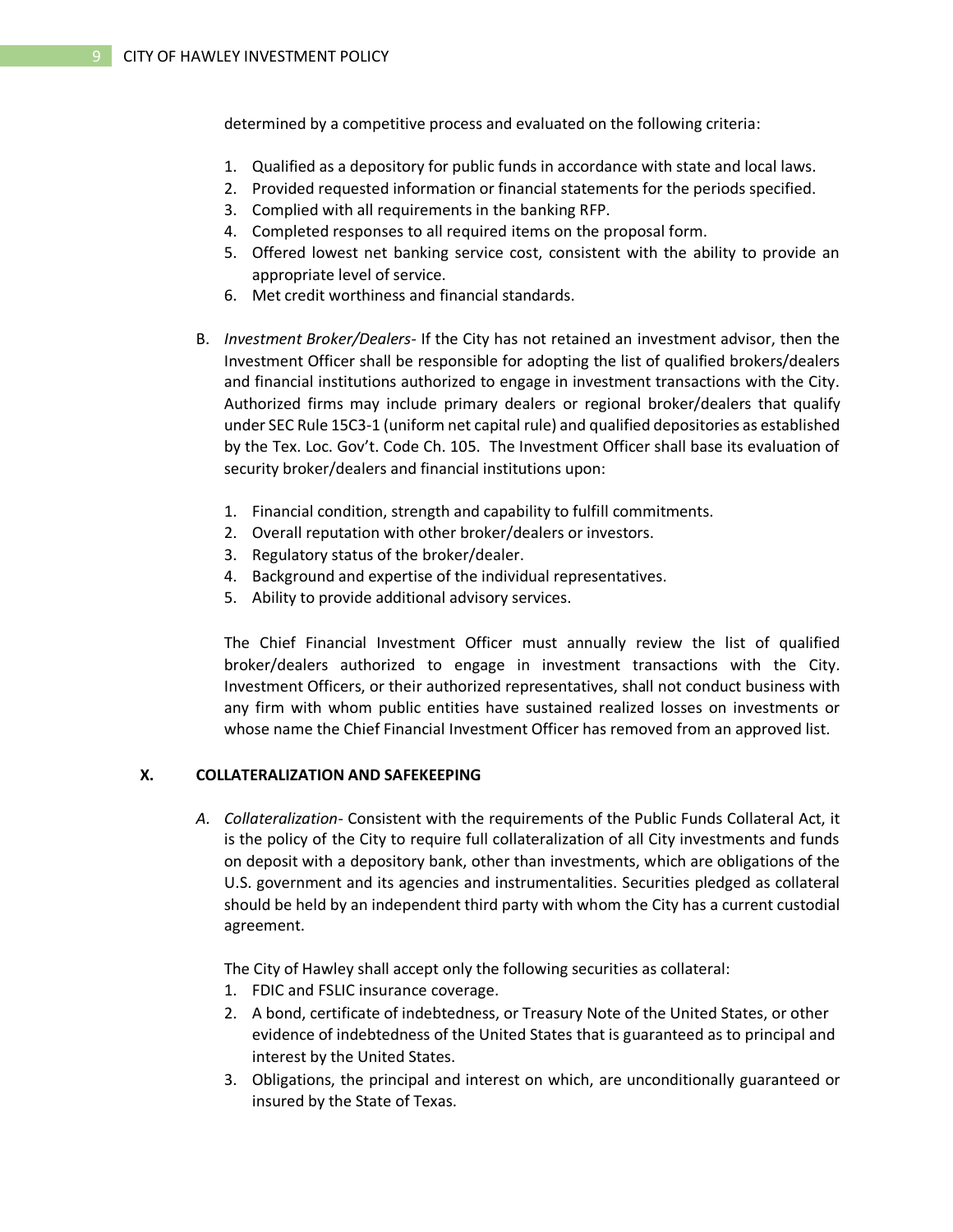determined by a competitive process and evaluated on the following criteria:

1. Qualified as a depository for public funds in accordance with state and local laws.
2. Provided requested information or financial statements for the periods specified.
3. Complied with all requirements in the banking RFP.
4. Completed responses to all required items on the proposal form.
5. Offered lowest net banking service cost, consistent with the ability to provide an appropriate level of service.
6. Met credit worthiness and financial standards.

B. *Investment Broker/Dealers*- If the City has not retained an investment advisor, then the Investment Officer shall be responsible for adopting the list of qualified brokers/dealers and financial institutions authorized to engage in investment transactions with the City. Authorized firms may include primary dealers or regional broker/dealers that qualify under SEC Rule 15C3-1 (uniform net capital rule) and qualified depositories as established by the Tex. Loc. Gov't. Code Ch. 105. The Investment Officer shall base its evaluation of security broker/dealers and financial institutions upon:

1. Financial condition, strength and capability to fulfill commitments.
2. Overall reputation with other broker/dealers or investors.
3. Regulatory status of the broker/dealer.
4. Background and expertise of the individual representatives.
5. Ability to provide additional advisory services.

The Chief Financial Investment Officer must annually review the list of qualified broker/dealers authorized to engage in investment transactions with the City. Investment Officers, or their authorized representatives, shall not conduct business with any firm with whom public entities have sustained realized losses on investments or whose name the Chief Financial Investment Officer has removed from an approved list.

## X. COLLATERALIZATION AND SAFEKEEPING

*A. Collateralization*- Consistent with the requirements of the Public Funds Collateral Act, it is the policy of the City to require full collateralization of all City investments and funds on deposit with a depository bank, other than investments, which are obligations of the U.S. government and its agencies and instrumentalities. Securities pledged as collateral should be held by an independent third party with whom the City has a current custodial agreement.

The City of Hawley shall accept only the following securities as collateral:

1. FDIC and FSLIC insurance coverage.
2. A bond, certificate of indebtedness, or Treasury Note of the United States, or other evidence of indebtedness of the United States that is guaranteed as to principal and interest by the United States.
3. Obligations, the principal and interest on which, are unconditionally guaranteed or insured by the State of Texas.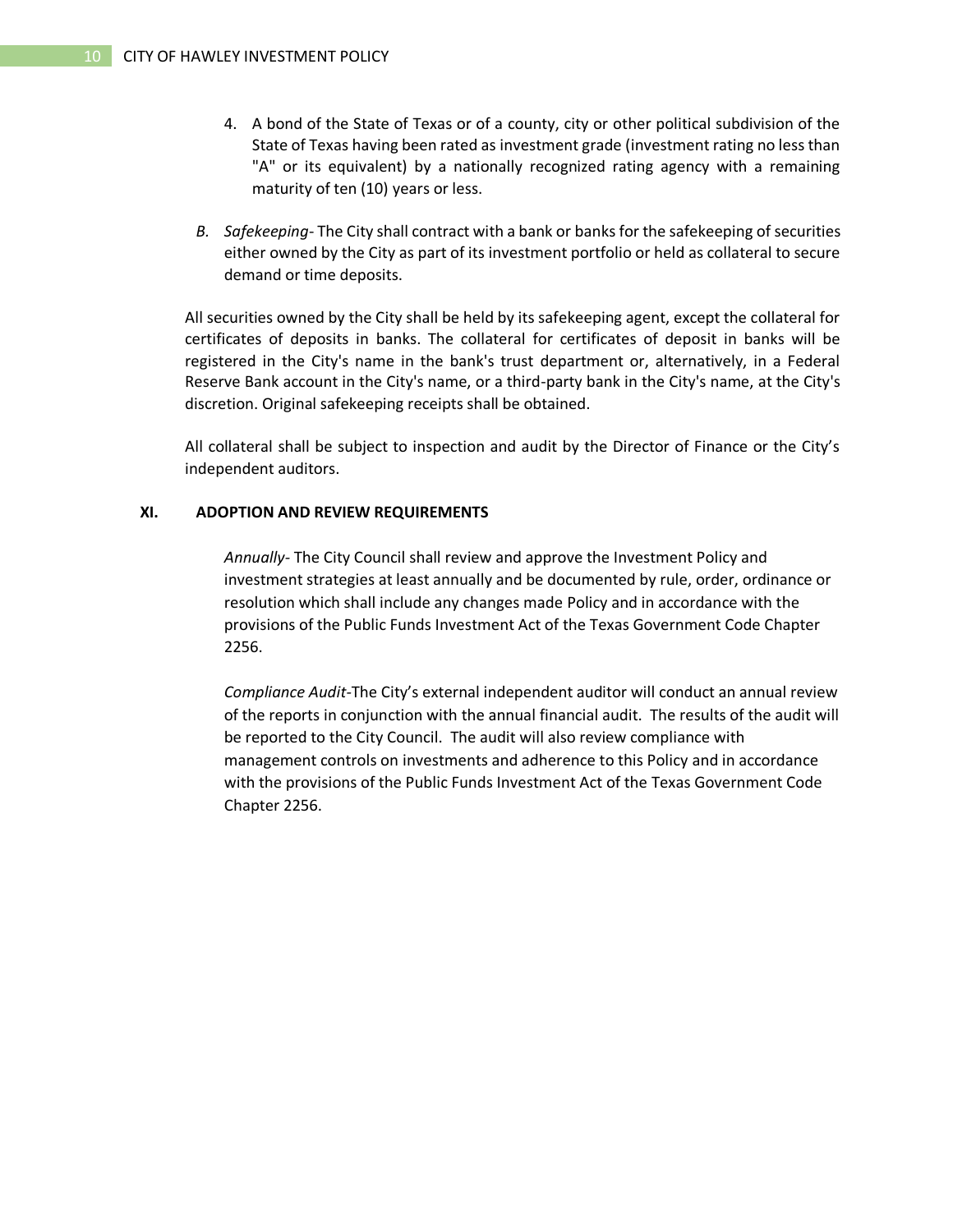4. A bond of the State of Texas or of a county, city or other political subdivision of the State of Texas having been rated as investment grade (investment rating no less than "A" or its equivalent) by a nationally recognized rating agency with a remaining maturity of ten (10) years or less.

*B. Safekeeping*- The City shall contract with a bank or banks for the safekeeping of securities either owned by the City as part of its investment portfolio or held as collateral to secure demand or time deposits.

All securities owned by the City shall be held by its safekeeping agent, except the collateral for certificates of deposits in banks. The collateral for certificates of deposit in banks will be registered in the City's name in the bank's trust department or, alternatively, in a Federal Reserve Bank account in the City's name, or a third-party bank in the City's name, at the City's discretion. Original safekeeping receipts shall be obtained.

All collateral shall be subject to inspection and audit by the Director of Finance or the City's independent auditors.

## XI. ADOPTION AND REVIEW REQUIREMENTS

*Annually*- The City Council shall review and approve the Investment Policy and investment strategies at least annually and be documented by rule, order, ordinance or resolution which shall include any changes made Policy and in accordance with the provisions of the Public Funds Investment Act of the Texas Government Code Chapter 2256.

*Compliance Audit*-The City's external independent auditor will conduct an annual review of the reports in conjunction with the annual financial audit. The results of the audit will be reported to the City Council. The audit will also review compliance with management controls on investments and adherence to this Policy and in accordance with the provisions of the Public Funds Investment Act of the Texas Government Code Chapter 2256.